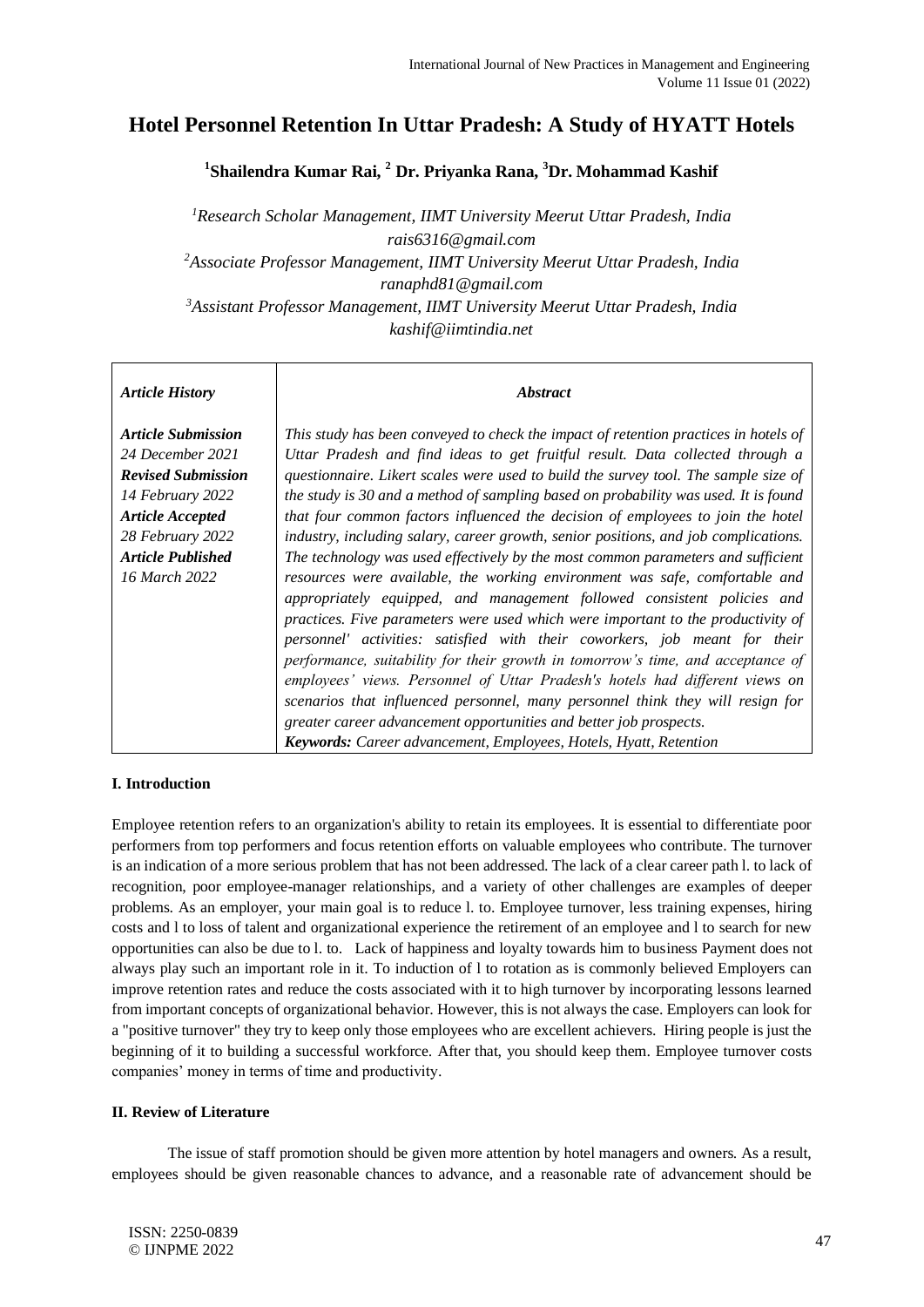# Hotel Personnel Retention In Uttar Pradesh: A Study of HYATT Hotels

**[1]Shailendra Kumar Rai, [2] Dr. Priyanka Rana, [3]Dr. Mohammad Kashif**

*[1]Research Scholar Management, IIMT University Meerut Uttar Pradesh, India*
*rais6316@gmail.com*
*[2]Associate Professor Management, IIMT University Meerut Uttar Pradesh, India*
*ranaphd81@gmail.com*
*[3]Assistant Professor Management, IIMT University Meerut Uttar Pradesh, India*
*kashif@iimtindia.net*

| *Article History* | *Abstract* |
|---|---|
| ***Article Submission*** *24 December 2021* ***Revised Submission*** *14 February 2022* ***Article Accepted*** *28 February 2022* ***Article Published*** *16 March 2022* | *This study has been conveyed to check the impact of retention practices in hotels of Uttar Pradesh and find ideas to get fruitful result. Data collected through a questionnaire. Likert scales were used to build the survey tool. The sample size of the study is 30 and a method of sampling based on probability was used. It is found that four common factors influenced the decision of employees to join the hotel industry, including salary, career growth, senior positions, and job complications. The technology was used effectively by the most common parameters and sufficient resources were available, the working environment was safe, comfortable and appropriately equipped, and management followed consistent policies and practices. Five parameters were used which were important to the productivity of personnel' activities: satisfied with their coworkers, job meant for their performance, suitability for their growth in tomorrow's time, and acceptance of employees' views. Personnel of Uttar Pradesh's hotels had different views on scenarios that influenced personnel, many personnel think they will resign for greater career advancement opportunities and better job prospects.* ***Keywords:*** *Career advancement, Employees, Hotels, Hyatt, Retention* |

## I. Introduction

Employee retention refers to an organization's ability to retain its employees. It is essential to differentiate poor performers from top performers and focus retention efforts on valuable employees who contribute. The turnover is an indication of a more serious problem that has not been addressed. The lack of a clear career path l. to lack of recognition, poor employee-manager relationships, and a variety of other challenges are examples of deeper problems. As an employer, your main goal is to reduce l. to. Employee turnover, less training expenses, hiring costs and l to loss of talent and organizational experience the retirement of an employee and l to search for new opportunities can also be due to l. to. Lack of happiness and loyalty towards him to business Payment does not always play such an important role in it. To induction of l to rotation as is commonly believed Employers can improve retention rates and reduce the costs associated with it to high turnover by incorporating lessons learned from important concepts of organizational behavior. However, this is not always the case. Employers can look for a "positive turnover" they try to keep only those employees who are excellent achievers. Hiring people is just the beginning of it to building a successful workforce. After that, you should keep them. Employee turnover costs companies' money in terms of time and productivity.

## II. Review of Literature

The issue of staff promotion should be given more attention by hotel managers and owners. As a result, employees should be given reasonable chances to advance, and a reasonable rate of advancement should be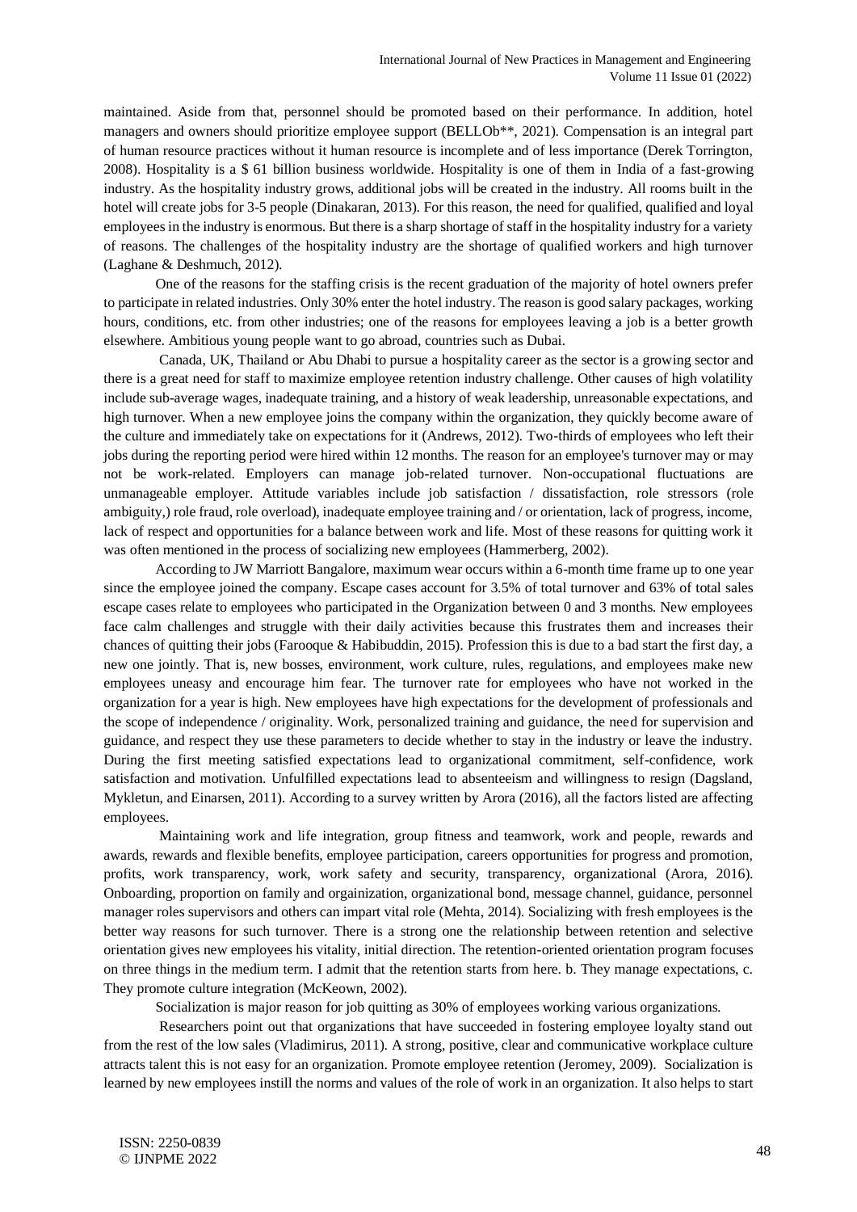maintained. Aside from that, personnel should be promoted based on their performance. In addition, hotel managers and owners should prioritize employee support (BELLOb**, 2021). Compensation is an integral part of human resource practices without it human resource is incomplete and of less importance (Derek Torrington, 2008). Hospitality is a $ 61 billion business worldwide. Hospitality is one of them in India of a fast-growing industry. As the hospitality industry grows, additional jobs will be created in the industry. All rooms built in the hotel will create jobs for 3-5 people (Dinakaran, 2013). For this reason, the need for qualified, qualified and loyal employees in the industry is enormous. But there is a sharp shortage of staff in the hospitality industry for a variety of reasons. The challenges of the hospitality industry are the shortage of qualified workers and high turnover (Laghane & Deshmuch, 2012).

One of the reasons for the staffing crisis is the recent graduation of the majority of hotel owners prefer to participate in related industries. Only 30% enter the hotel industry. The reason is good salary packages, working hours, conditions, etc. from other industries; one of the reasons for employees leaving a job is a better growth elsewhere. Ambitious young people want to go abroad, countries such as Dubai.

Canada, UK, Thailand or Abu Dhabi to pursue a hospitality career as the sector is a growing sector and there is a great need for staff to maximize employee retention industry challenge. Other causes of high volatility include sub-average wages, inadequate training, and a history of weak leadership, unreasonable expectations, and high turnover. When a new employee joins the company within the organization, they quickly become aware of the culture and immediately take on expectations for it (Andrews, 2012). Two-thirds of employees who left their jobs during the reporting period were hired within 12 months. The reason for an employee's turnover may or may not be work-related. Employers can manage job-related turnover. Non-occupational fluctuations are unmanageable employer. Attitude variables include job satisfaction / dissatisfaction, role stressors (role ambiguity,) role fraud, role overload), inadequate employee training and / or orientation, lack of progress, income, lack of respect and opportunities for a balance between work and life. Most of these reasons for quitting work it was often mentioned in the process of socializing new employees (Hammerberg, 2002).

According to JW Marriott Bangalore, maximum wear occurs within a 6-month time frame up to one year since the employee joined the company. Escape cases account for 3.5% of total turnover and 63% of total sales escape cases relate to employees who participated in the Organization between 0 and 3 months. New employees face calm challenges and struggle with their daily activities because this frustrates them and increases their chances of quitting their jobs (Farooque & Habibuddin, 2015). Profession this is due to a bad start the first day, a new one jointly. That is, new bosses, environment, work culture, rules, regulations, and employees make new employees uneasy and encourage him fear. The turnover rate for employees who have not worked in the organization for a year is high. New employees have high expectations for the development of professionals and the scope of independence / originality. Work, personalized training and guidance, the need for supervision and guidance, and respect they use these parameters to decide whether to stay in the industry or leave the industry. During the first meeting satisfied expectations lead to organizational commitment, self-confidence, work satisfaction and motivation. Unfulfilled expectations lead to absenteeism and willingness to resign (Dagsland, Mykletun, and Einarsen, 2011). According to a survey written by Arora (2016), all the factors listed are affecting employees.

Maintaining work and life integration, group fitness and teamwork, work and people, rewards and awards, rewards and flexible benefits, employee participation, careers opportunities for progress and promotion, profits, work transparency, work, work safety and security, transparency, organizational (Arora, 2016). Onboarding, proportion on family and orgainization, organizational bond, message channel, guidance, personnel manager roles supervisors and others can impart vital role (Mehta, 2014). Socializing with fresh employees is the better way reasons for such turnover. There is a strong one the relationship between retention and selective orientation gives new employees his vitality, initial direction. The retention-oriented orientation program focuses on three things in the medium term. I admit that the retention starts from here. b. They manage expectations, c. They promote culture integration (McKeown, 2002).

Socialization is major reason for job quitting as 30% of employees working various organizations.

Researchers point out that organizations that have succeeded in fostering employee loyalty stand out from the rest of the low sales (Vladimirus, 2011). A strong, positive, clear and communicative workplace culture attracts talent this is not easy for an organization. Promote employee retention (Jeromey, 2009). Socialization is learned by new employees instill the norms and values of the role of work in an organization. It also helps to start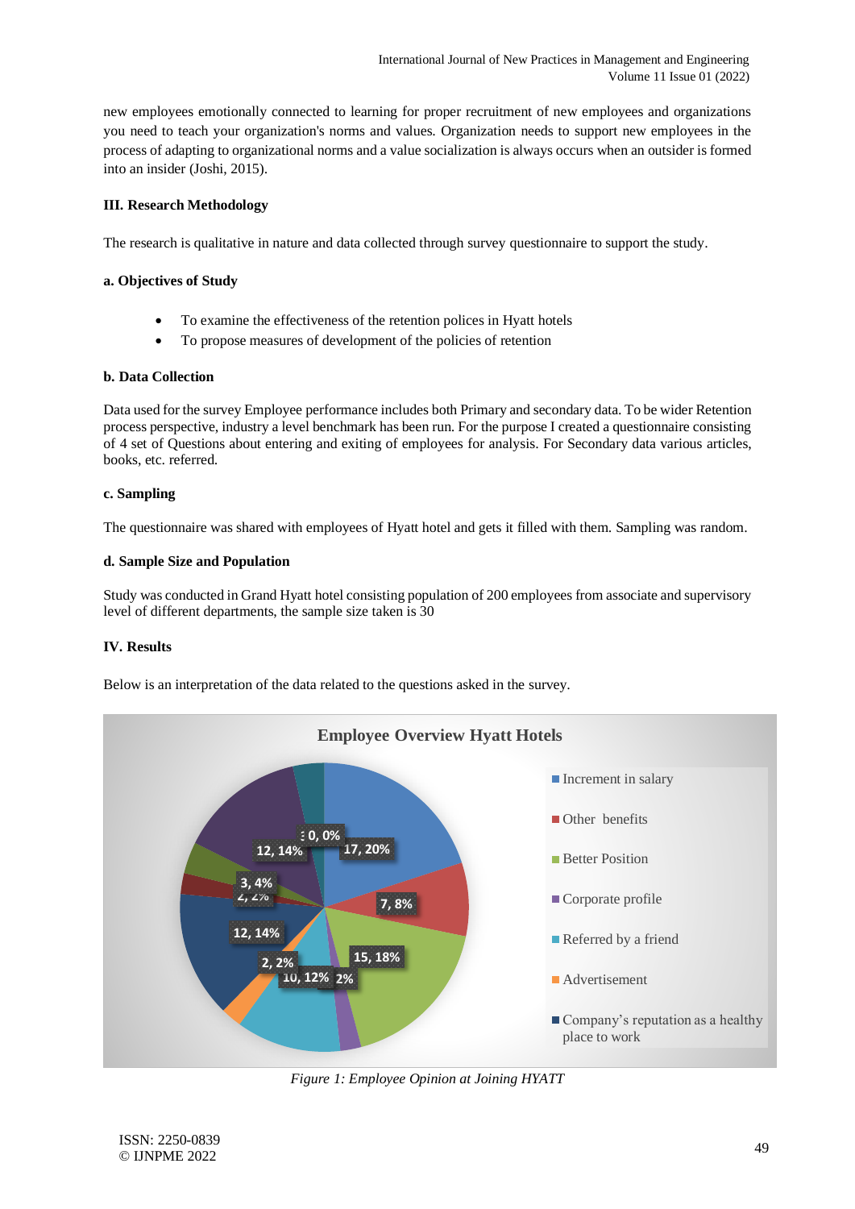new employees emotionally connected to learning for proper recruitment of new employees and organizations you need to teach your organization's norms and values. Organization needs to support new employees in the process of adapting to organizational norms and a value socialization is always occurs when an outsider is formed into an insider (Joshi, 2015).

### III. Research Methodology

The research is qualitative in nature and data collected through survey questionnaire to support the study.

#### a. Objectives of Study

- To examine the effectiveness of the retention polices in Hyatt hotels
- To propose measures of development of the policies of retention

#### b. Data Collection

Data used for the survey Employee performance includes both Primary and secondary data. To be wider Retention process perspective, industry a level benchmark has been run. For the purpose I created a questionnaire consisting of 4 set of Questions about entering and exiting of employees for analysis. For Secondary data various articles, books, etc. referred.

#### c. Sampling

The questionnaire was shared with employees of Hyatt hotel and gets it filled with them. Sampling was random.

#### d. Sample Size and Population

Study was conducted in Grand Hyatt hotel consisting population of 200 employees from associate and supervisory level of different departments, the sample size taken is 30

### IV. Results

Below is an interpretation of the data related to the questions asked in the survey.

**Employee Overview Hyatt Hotels**

Legend: Increment in salary; Other benefits; Better Position; Corporate profile; Referred by a friend; Advertisement; Company's reputation as a healthy place to work

Data labels: 17, 20%; 7, 8%; 15, 18%; 2%; 10, 12%; 2, 2%; 12, 14%; 2, 2%; 3, 4%; 12, 14%; 0, 0%

*Figure 1: Employee Opinion at Joining HYATT*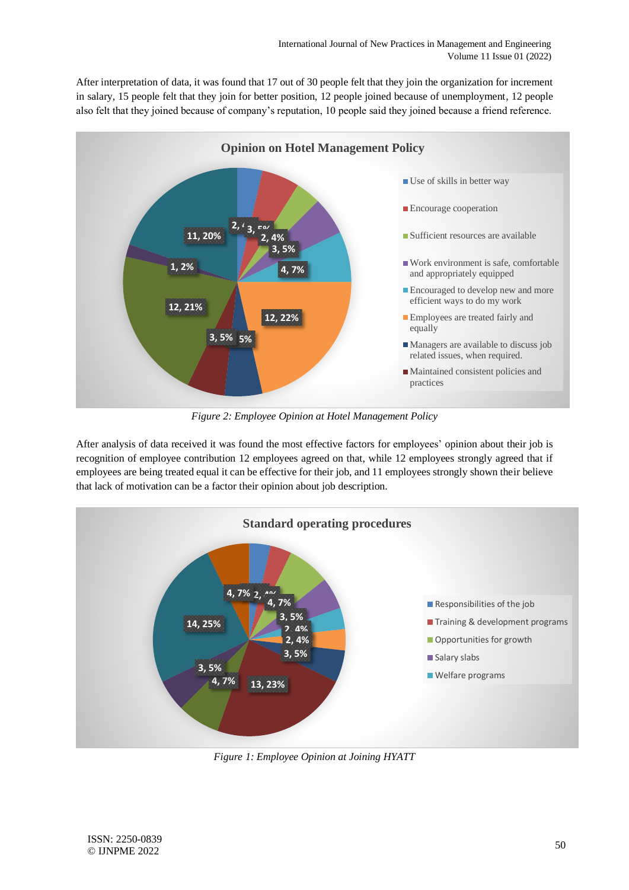After interpretation of data, it was found that 17 out of 30 people felt that they join the organization for increment in salary, 15 people felt that they join for better position, 12 people joined because of unemployment, 12 people also felt that they joined because of company's reputation, 10 people said they joined because a friend reference.

**Opinion on Hotel Management Policy**

- Use of skills in better way
- Encourage cooperation
- Sufficient resources are available
- Work environment is safe, comfortable and appropriately equipped
- Encouraged to develop new and more efficient ways to do my work
- Employees are treated fairly and equally
- Managers are available to discuss job related issues, when required.
- Maintained consistent policies and practices

*Figure 2: Employee Opinion at Hotel Management Policy*

After analysis of data received it was found the most effective factors for employees' opinion about their job is recognition of employee contribution 12 employees agreed on that, while 12 employees strongly agreed that if employees are being treated equal it can be effective for their job, and 11 employees strongly shown their believe that lack of motivation can be a factor their opinion about job description.

**Standard operating procedures**

- Responsibilities of the job
- Training & development programs
- Opportunities for growth
- Salary slabs
- Welfare programs

*Figure 1: Employee Opinion at Joining HYATT*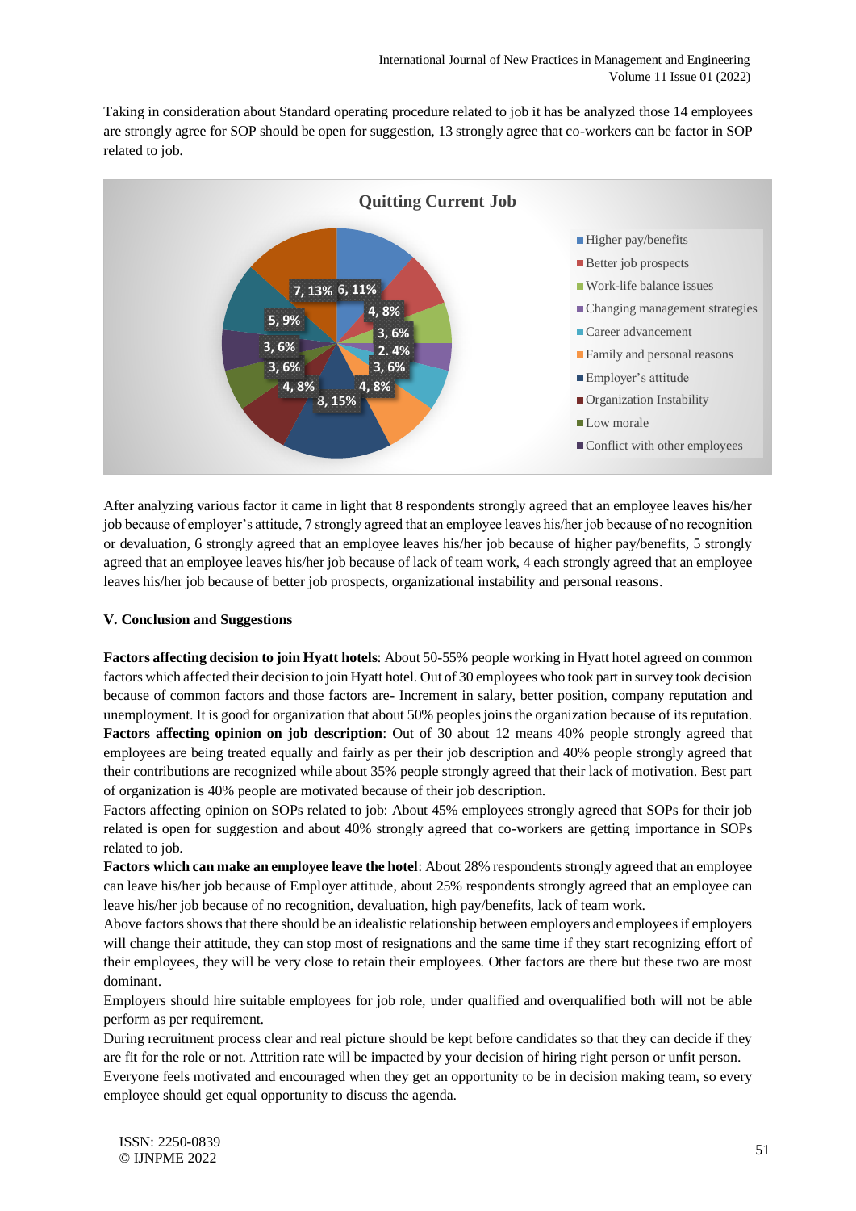Taking in consideration about Standard operating procedure related to job it has be analyzed those 14 employees are strongly agree for SOP should be open for suggestion, 13 strongly agree that co-workers can be factor in SOP related to job.

**Quitting Current Job**

After analyzing various factor it came in light that 8 respondents strongly agreed that an employee leaves his/her job because of employer's attitude, 7 strongly agreed that an employee leaves his/her job because of no recognition or devaluation, 6 strongly agreed that an employee leaves his/her job because of higher pay/benefits, 5 strongly agreed that an employee leaves his/her job because of lack of team work, 4 each strongly agreed that an employee leaves his/her job because of better job prospects, organizational instability and personal reasons.

## V. Conclusion and Suggestions

**Factors affecting decision to join Hyatt hotels**: About 50-55% people working in Hyatt hotel agreed on common factors which affected their decision to join Hyatt hotel. Out of 30 employees who took part in survey took decision because of common factors and those factors are- Increment in salary, better position, company reputation and unemployment. It is good for organization that about 50% peoples joins the organization because of its reputation.

**Factors affecting opinion on job description**: Out of 30 about 12 means 40% people strongly agreed that employees are being treated equally and fairly as per their job description and 40% people strongly agreed that their contributions are recognized while about 35% people strongly agreed that their lack of motivation. Best part of organization is 40% people are motivated because of their job description.

Factors affecting opinion on SOPs related to job: About 45% employees strongly agreed that SOPs for their job related is open for suggestion and about 40% strongly agreed that co-workers are getting importance in SOPs related to job.

**Factors which can make an employee leave the hotel**: About 28% respondents strongly agreed that an employee can leave his/her job because of Employer attitude, about 25% respondents strongly agreed that an employee can leave his/her job because of no recognition, devaluation, high pay/benefits, lack of team work.

Above factors shows that there should be an idealistic relationship between employers and employees if employers will change their attitude, they can stop most of resignations and the same time if they start recognizing effort of their employees, they will be very close to retain their employees. Other factors are there but these two are most dominant.

Employers should hire suitable employees for job role, under qualified and overqualified both will not be able perform as per requirement.

During recruitment process clear and real picture should be kept before candidates so that they can decide if they are fit for the role or not. Attrition rate will be impacted by your decision of hiring right person or unfit person.

Everyone feels motivated and encouraged when they get an opportunity to be in decision making team, so every employee should get equal opportunity to discuss the agenda.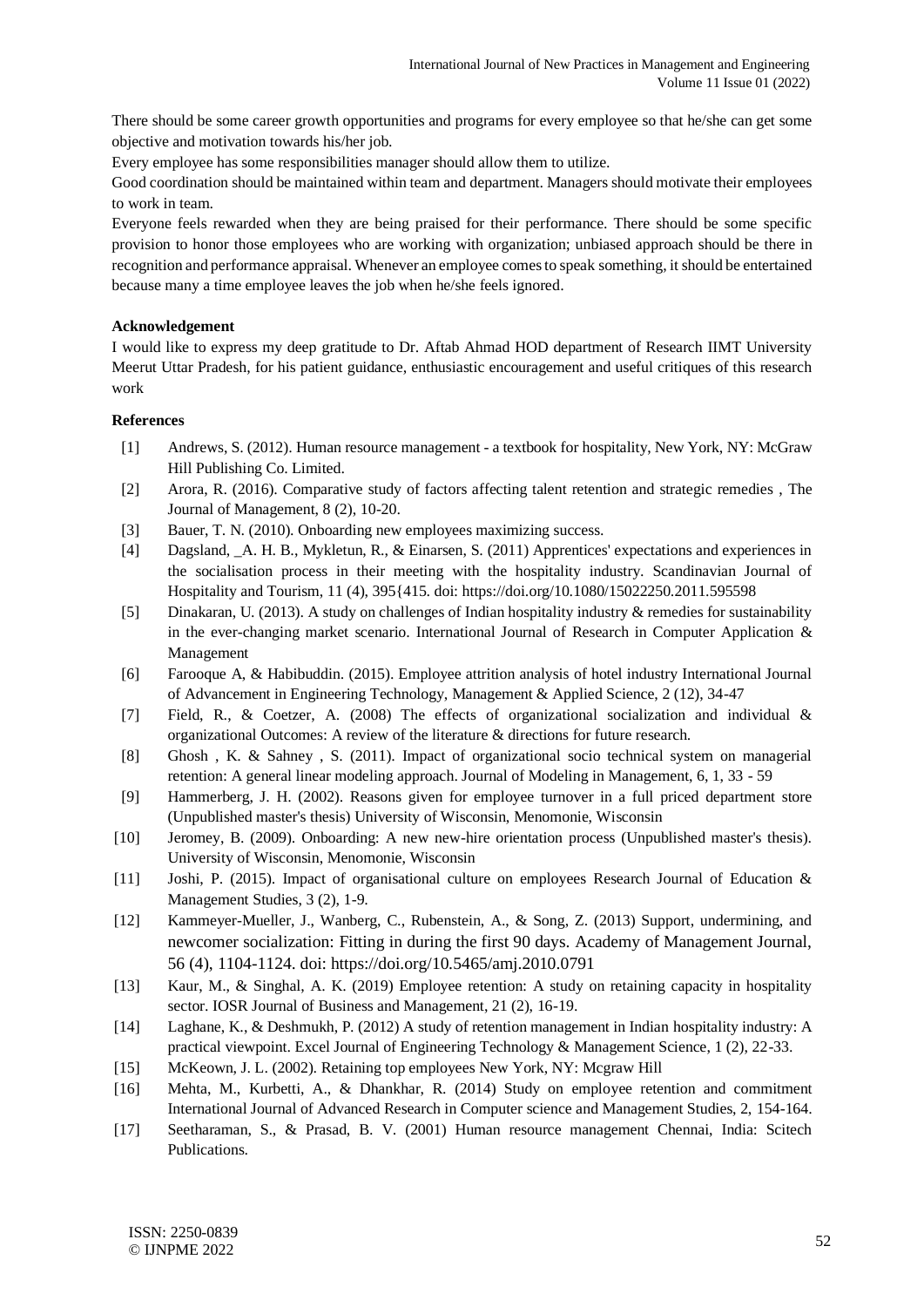There should be some career growth opportunities and programs for every employee so that he/she can get some objective and motivation towards his/her job.

Every employee has some responsibilities manager should allow them to utilize.

Good coordination should be maintained within team and department. Managers should motivate their employees to work in team.

Everyone feels rewarded when they are being praised for their performance. There should be some specific provision to honor those employees who are working with organization; unbiased approach should be there in recognition and performance appraisal. Whenever an employee comes to speak something, it should be entertained because many a time employee leaves the job when he/she feels ignored.

**Acknowledgement**

I would like to express my deep gratitude to Dr. Aftab Ahmad HOD department of Research IIMT University Meerut Uttar Pradesh, for his patient guidance, enthusiastic encouragement and useful critiques of this research work

**References**

[1] Andrews, S. (2012). Human resource management - a textbook for hospitality, New York, NY: McGraw Hill Publishing Co. Limited.

[2] Arora, R. (2016). Comparative study of factors affecting talent retention and strategic remedies , The Journal of Management, 8 (2), 10-20.

[3] Bauer, T. N. (2010). Onboarding new employees maximizing success.

[4] Dagsland, _A. H. B., Mykletun, R., & Einarsen, S. (2011) Apprentices' expectations and experiences in the socialisation process in their meeting with the hospitality industry. Scandinavian Journal of Hospitality and Tourism, 11 (4), 395{415. doi: https://doi.org/10.1080/15022250.2011.595598

[5] Dinakaran, U. (2013). A study on challenges of Indian hospitality industry & remedies for sustainability in the ever-changing market scenario. International Journal of Research in Computer Application & Management

[6] Farooque A, & Habibuddin. (2015). Employee attrition analysis of hotel industry International Journal of Advancement in Engineering Technology, Management & Applied Science, 2 (12), 34-47

[7] Field, R., & Coetzer, A. (2008) The effects of organizational socialization and individual & organizational Outcomes: A review of the literature & directions for future research.

[8] Ghosh , K. & Sahney , S. (2011). Impact of organizational socio technical system on managerial retention: A general linear modeling approach. Journal of Modeling in Management, 6, 1, 33 - 59

[9] Hammerberg, J. H. (2002). Reasons given for employee turnover in a full priced department store (Unpublished master's thesis) University of Wisconsin, Menomonie, Wisconsin

[10] Jeromey, B. (2009). Onboarding: A new new-hire orientation process (Unpublished master's thesis). University of Wisconsin, Menomonie, Wisconsin

[11] Joshi, P. (2015). Impact of organisational culture on employees Research Journal of Education & Management Studies, 3 (2), 1-9.

[12] Kammeyer-Mueller, J., Wanberg, C., Rubenstein, A., & Song, Z. (2013) Support, undermining, and newcomer socialization: Fitting in during the first 90 days. Academy of Management Journal, 56 (4), 1104-1124. doi: https://doi.org/10.5465/amj.2010.0791

[13] Kaur, M., & Singhal, A. K. (2019) Employee retention: A study on retaining capacity in hospitality sector. IOSR Journal of Business and Management, 21 (2), 16-19.

[14] Laghane, K., & Deshmukh, P. (2012) A study of retention management in Indian hospitality industry: A practical viewpoint. Excel Journal of Engineering Technology & Management Science, 1 (2), 22-33.

[15] McKeown, J. L. (2002). Retaining top employees New York, NY: Mcgraw Hill

[16] Mehta, M., Kurbetti, A., & Dhankhar, R. (2014) Study on employee retention and commitment International Journal of Advanced Research in Computer science and Management Studies, 2, 154-164.

[17] Seetharaman, S., & Prasad, B. V. (2001) Human resource management Chennai, India: Scitech Publications.